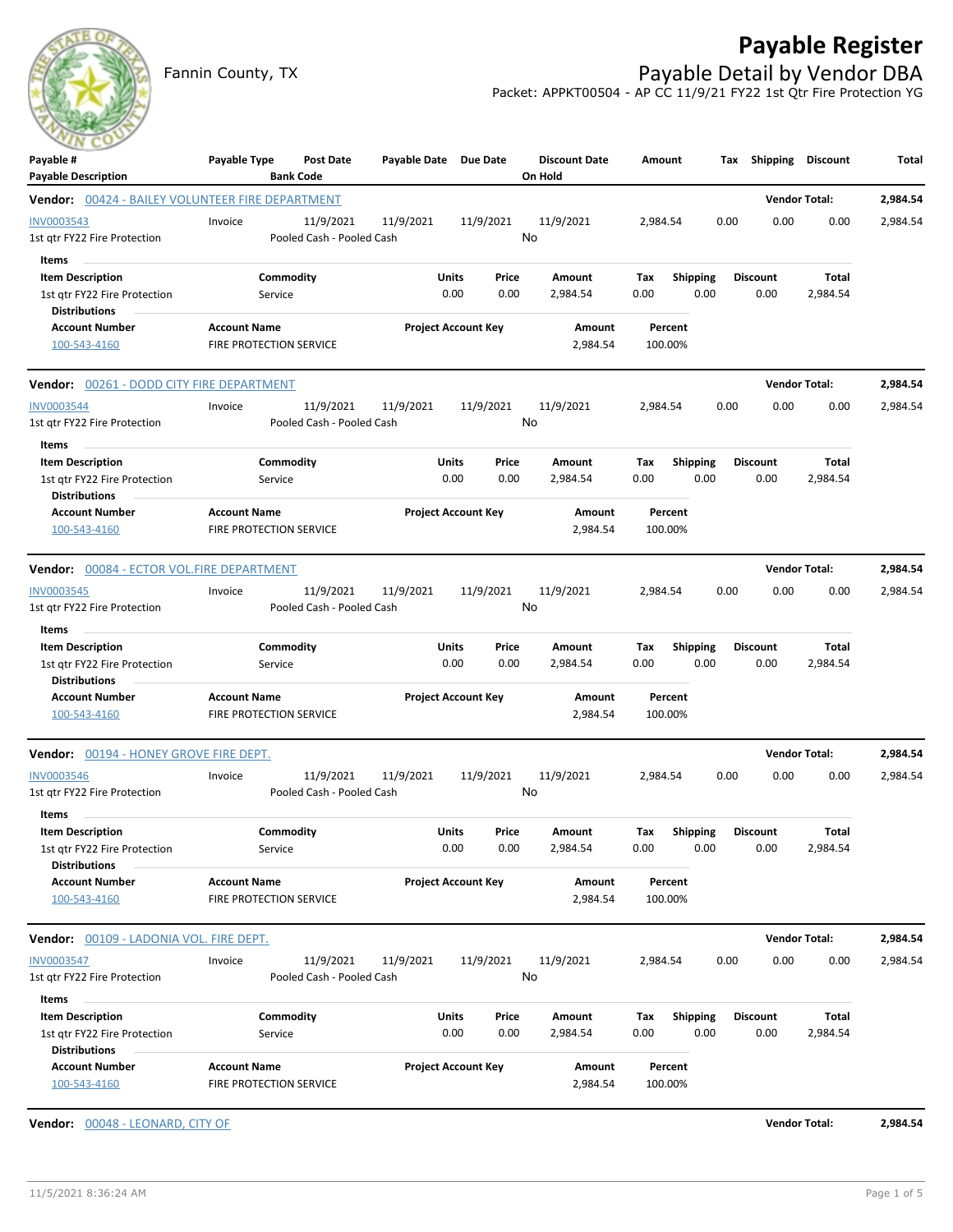# Payable Register

Fannin County, TX

## Payable Detail by Vendor DBA

Packet: APPKT00504 - AP CC 11/9/21 FY22 1st Qtr Fire Protection YG

| Payable # / Payable Description | Payable Type | Post Date / Bank Code | Payable Date | Due Date | Discount Date / On Hold | Amount | Tax | Shipping | Discount | Total |
|---|---|---|---|---|---|---|---|---|---|---|

**Vendor: 00424 - BAILEY VOLUNTEER FIRE DEPARTMENT** — Vendor Total: 2,984.54

| Payable # | Payable Type | Post Date | Payable Date | Due Date | Discount Date | Amount | Tax | Shipping | Discount | Total |
|---|---|---|---|---|---|---|---|---|---|---|
| INV0003543 | Invoice | 11/9/2021 | 11/9/2021 | 11/9/2021 | 11/9/2021 | 2,984.54 | 0.00 | 0.00 | 0.00 | 2,984.54 |
| 1st qtr FY22 Fire Protection | | Pooled Cash - Pooled Cash | | | No | | | | | |

Items

| Item Description | Commodity | Units | Price | Amount | Tax | Shipping | Discount | Total |
|---|---|---|---|---|---|---|---|---|
| 1st qtr FY22 Fire Protection | Service | 0.00 | 0.00 | 2,984.54 | 0.00 | 0.00 | 0.00 | 2,984.54 |

Distributions

| Account Number | Account Name | Project Account Key | Amount | Percent |
|---|---|---|---|---|
| 100-543-4160 | FIRE PROTECTION SERVICE | | 2,984.54 | 100.00% |

**Vendor: 00261 - DODD CITY FIRE DEPARTMENT** — Vendor Total: 2,984.54

| Payable # | Payable Type | Post Date | Payable Date | Due Date | Discount Date | Amount | Tax | Shipping | Discount | Total |
|---|---|---|---|---|---|---|---|---|---|---|
| INV0003544 | Invoice | 11/9/2021 | 11/9/2021 | 11/9/2021 | 11/9/2021 | 2,984.54 | 0.00 | 0.00 | 0.00 | 2,984.54 |
| 1st qtr FY22 Fire Protection | | Pooled Cash - Pooled Cash | | | No | | | | | |

Items

| Item Description | Commodity | Units | Price | Amount | Tax | Shipping | Discount | Total |
|---|---|---|---|---|---|---|---|---|
| 1st qtr FY22 Fire Protection | Service | 0.00 | 0.00 | 2,984.54 | 0.00 | 0.00 | 0.00 | 2,984.54 |

Distributions

| Account Number | Account Name | Project Account Key | Amount | Percent |
|---|---|---|---|---|
| 100-543-4160 | FIRE PROTECTION SERVICE | | 2,984.54 | 100.00% |

**Vendor: 00084 - ECTOR VOL.FIRE DEPARTMENT** — Vendor Total: 2,984.54

| Payable # | Payable Type | Post Date | Payable Date | Due Date | Discount Date | Amount | Tax | Shipping | Discount | Total |
|---|---|---|---|---|---|---|---|---|---|---|
| INV0003545 | Invoice | 11/9/2021 | 11/9/2021 | 11/9/2021 | 11/9/2021 | 2,984.54 | 0.00 | 0.00 | 0.00 | 2,984.54 |
| 1st qtr FY22 Fire Protection | | Pooled Cash - Pooled Cash | | | No | | | | | |

Items

| Item Description | Commodity | Units | Price | Amount | Tax | Shipping | Discount | Total |
|---|---|---|---|---|---|---|---|---|
| 1st qtr FY22 Fire Protection | Service | 0.00 | 0.00 | 2,984.54 | 0.00 | 0.00 | 0.00 | 2,984.54 |

Distributions

| Account Number | Account Name | Project Account Key | Amount | Percent |
|---|---|---|---|---|
| 100-543-4160 | FIRE PROTECTION SERVICE | | 2,984.54 | 100.00% |

**Vendor: 00194 - HONEY GROVE FIRE DEPT.** — Vendor Total: 2,984.54

| Payable # | Payable Type | Post Date | Payable Date | Due Date | Discount Date | Amount | Tax | Shipping | Discount | Total |
|---|---|---|---|---|---|---|---|---|---|---|
| INV0003546 | Invoice | 11/9/2021 | 11/9/2021 | 11/9/2021 | 11/9/2021 | 2,984.54 | 0.00 | 0.00 | 0.00 | 2,984.54 |
| 1st qtr FY22 Fire Protection | | Pooled Cash - Pooled Cash | | | No | | | | | |

Items

| Item Description | Commodity | Units | Price | Amount | Tax | Shipping | Discount | Total |
|---|---|---|---|---|---|---|---|---|
| 1st qtr FY22 Fire Protection | Service | 0.00 | 0.00 | 2,984.54 | 0.00 | 0.00 | 0.00 | 2,984.54 |

Distributions

| Account Number | Account Name | Project Account Key | Amount | Percent |
|---|---|---|---|---|
| 100-543-4160 | FIRE PROTECTION SERVICE | | 2,984.54 | 100.00% |

**Vendor: 00109 - LADONIA VOL. FIRE DEPT.** — Vendor Total: 2,984.54

| Payable # | Payable Type | Post Date | Payable Date | Due Date | Discount Date | Amount | Tax | Shipping | Discount | Total |
|---|---|---|---|---|---|---|---|---|---|---|
| INV0003547 | Invoice | 11/9/2021 | 11/9/2021 | 11/9/2021 | 11/9/2021 | 2,984.54 | 0.00 | 0.00 | 0.00 | 2,984.54 |
| 1st qtr FY22 Fire Protection | | Pooled Cash - Pooled Cash | | | No | | | | | |

Items

| Item Description | Commodity | Units | Price | Amount | Tax | Shipping | Discount | Total |
|---|---|---|---|---|---|---|---|---|
| 1st qtr FY22 Fire Protection | Service | 0.00 | 0.00 | 2,984.54 | 0.00 | 0.00 | 0.00 | 2,984.54 |

Distributions

| Account Number | Account Name | Project Account Key | Amount | Percent |
|---|---|---|---|---|
| 100-543-4160 | FIRE PROTECTION SERVICE | | 2,984.54 | 100.00% |

**Vendor: 00048 - LEONARD, CITY OF** — Vendor Total: 2,984.54

11/5/2021 8:36:24 AM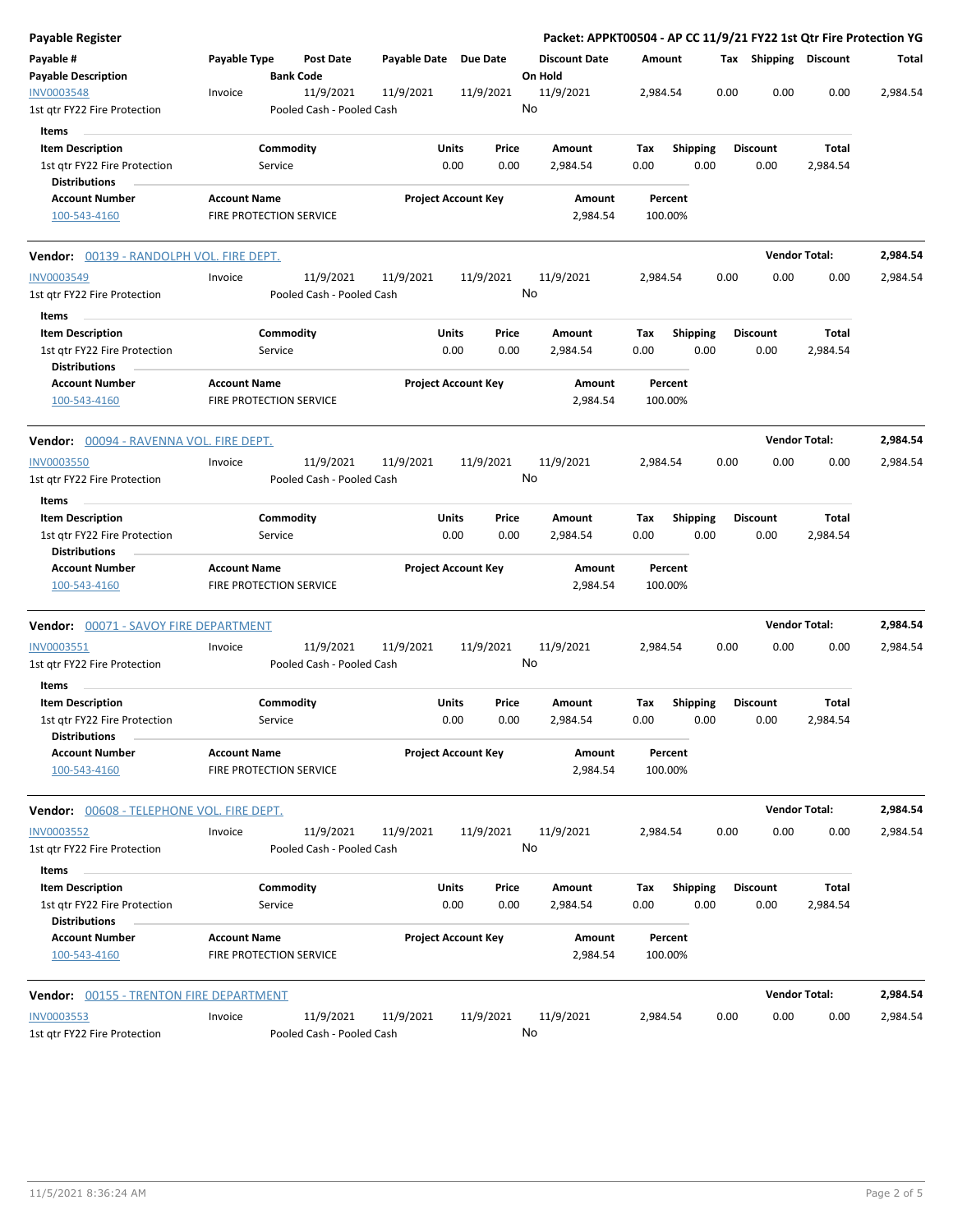## Payable Register

**Packet: APPKT00504 - AP CC 11/9/21 FY22 1st Qtr Fire Protection YG**

| Payable # / Payable Description | Payable Type | Post Date / Bank Code | Payable Date | Due Date | Discount Date / On Hold | Amount | Tax | Shipping | Discount | Total |
|---|---|---|---|---|---|---|---|---|---|---|
| INV0003548 / 1st qtr FY22 Fire Protection | Invoice | 11/9/2021 / Pooled Cash - Pooled Cash | 11/9/2021 | 11/9/2021 | 11/9/2021 / No | 2,984.54 | 0.00 | 0.00 | 0.00 | 2,984.54 |

**Items**

| Item Description | Commodity | Units | Price | Amount | Tax | Shipping | Discount | Total |
|---|---|---|---|---|---|---|---|---|
| 1st qtr FY22 Fire Protection | Service | 0.00 | 0.00 | 2,984.54 | 0.00 | 0.00 | 0.00 | 2,984.54 |

**Distributions**

| Account Number | Account Name | Project Account Key | Amount | Percent |
|---|---|---|---|---|
| 100-543-4160 | FIRE PROTECTION SERVICE | | 2,984.54 | 100.00% |

**Vendor: 00139 - RANDOLPH VOL. FIRE DEPT.** — **Vendor Total: 2,984.54**

| Payable # / Payable Description | Payable Type | Post Date / Bank Code | Payable Date | Due Date | Discount Date / On Hold | Amount | Tax | Shipping | Discount | Total |
|---|---|---|---|---|---|---|---|---|---|---|
| INV0003549 / 1st qtr FY22 Fire Protection | Invoice | 11/9/2021 / Pooled Cash - Pooled Cash | 11/9/2021 | 11/9/2021 | 11/9/2021 / No | 2,984.54 | 0.00 | 0.00 | 0.00 | 2,984.54 |

**Items**

| Item Description | Commodity | Units | Price | Amount | Tax | Shipping | Discount | Total |
|---|---|---|---|---|---|---|---|---|
| 1st qtr FY22 Fire Protection | Service | 0.00 | 0.00 | 2,984.54 | 0.00 | 0.00 | 0.00 | 2,984.54 |

**Distributions**

| Account Number | Account Name | Project Account Key | Amount | Percent |
|---|---|---|---|---|
| 100-543-4160 | FIRE PROTECTION SERVICE | | 2,984.54 | 100.00% |

**Vendor: 00094 - RAVENNA VOL. FIRE DEPT.** — **Vendor Total: 2,984.54**

| Payable # / Payable Description | Payable Type | Post Date / Bank Code | Payable Date | Due Date | Discount Date / On Hold | Amount | Tax | Shipping | Discount | Total |
|---|---|---|---|---|---|---|---|---|---|---|
| INV0003550 / 1st qtr FY22 Fire Protection | Invoice | 11/9/2021 / Pooled Cash - Pooled Cash | 11/9/2021 | 11/9/2021 | 11/9/2021 / No | 2,984.54 | 0.00 | 0.00 | 0.00 | 2,984.54 |

**Items**

| Item Description | Commodity | Units | Price | Amount | Tax | Shipping | Discount | Total |
|---|---|---|---|---|---|---|---|---|
| 1st qtr FY22 Fire Protection | Service | 0.00 | 0.00 | 2,984.54 | 0.00 | 0.00 | 0.00 | 2,984.54 |

**Distributions**

| Account Number | Account Name | Project Account Key | Amount | Percent |
|---|---|---|---|---|
| 100-543-4160 | FIRE PROTECTION SERVICE | | 2,984.54 | 100.00% |

**Vendor: 00071 - SAVOY FIRE DEPARTMENT** — **Vendor Total: 2,984.54**

| Payable # / Payable Description | Payable Type | Post Date / Bank Code | Payable Date | Due Date | Discount Date / On Hold | Amount | Tax | Shipping | Discount | Total |
|---|---|---|---|---|---|---|---|---|---|---|
| INV0003551 / 1st qtr FY22 Fire Protection | Invoice | 11/9/2021 / Pooled Cash - Pooled Cash | 11/9/2021 | 11/9/2021 | 11/9/2021 / No | 2,984.54 | 0.00 | 0.00 | 0.00 | 2,984.54 |

**Items**

| Item Description | Commodity | Units | Price | Amount | Tax | Shipping | Discount | Total |
|---|---|---|---|---|---|---|---|---|
| 1st qtr FY22 Fire Protection | Service | 0.00 | 0.00 | 2,984.54 | 0.00 | 0.00 | 0.00 | 2,984.54 |

**Distributions**

| Account Number | Account Name | Project Account Key | Amount | Percent |
|---|---|---|---|---|
| 100-543-4160 | FIRE PROTECTION SERVICE | | 2,984.54 | 100.00% |

**Vendor: 00608 - TELEPHONE VOL. FIRE DEPT.** — **Vendor Total: 2,984.54**

| Payable # / Payable Description | Payable Type | Post Date / Bank Code | Payable Date | Due Date | Discount Date / On Hold | Amount | Tax | Shipping | Discount | Total |
|---|---|---|---|---|---|---|---|---|---|---|
| INV0003552 / 1st qtr FY22 Fire Protection | Invoice | 11/9/2021 / Pooled Cash - Pooled Cash | 11/9/2021 | 11/9/2021 | 11/9/2021 / No | 2,984.54 | 0.00 | 0.00 | 0.00 | 2,984.54 |

**Items**

| Item Description | Commodity | Units | Price | Amount | Tax | Shipping | Discount | Total |
|---|---|---|---|---|---|---|---|---|
| 1st qtr FY22 Fire Protection | Service | 0.00 | 0.00 | 2,984.54 | 0.00 | 0.00 | 0.00 | 2,984.54 |

**Distributions**

| Account Number | Account Name | Project Account Key | Amount | Percent |
|---|---|---|---|---|
| 100-543-4160 | FIRE PROTECTION SERVICE | | 2,984.54 | 100.00% |

**Vendor: 00155 - TRENTON FIRE DEPARTMENT** — **Vendor Total: 2,984.54**

| Payable # / Payable Description | Payable Type | Post Date / Bank Code | Payable Date | Due Date | Discount Date / On Hold | Amount | Tax | Shipping | Discount | Total |
|---|---|---|---|---|---|---|---|---|---|---|
| INV0003553 / 1st qtr FY22 Fire Protection | Invoice | 11/9/2021 / Pooled Cash - Pooled Cash | 11/9/2021 | 11/9/2021 | 11/9/2021 / No | 2,984.54 | 0.00 | 0.00 | 0.00 | 2,984.54 |

11/5/2021 8:36:24 AM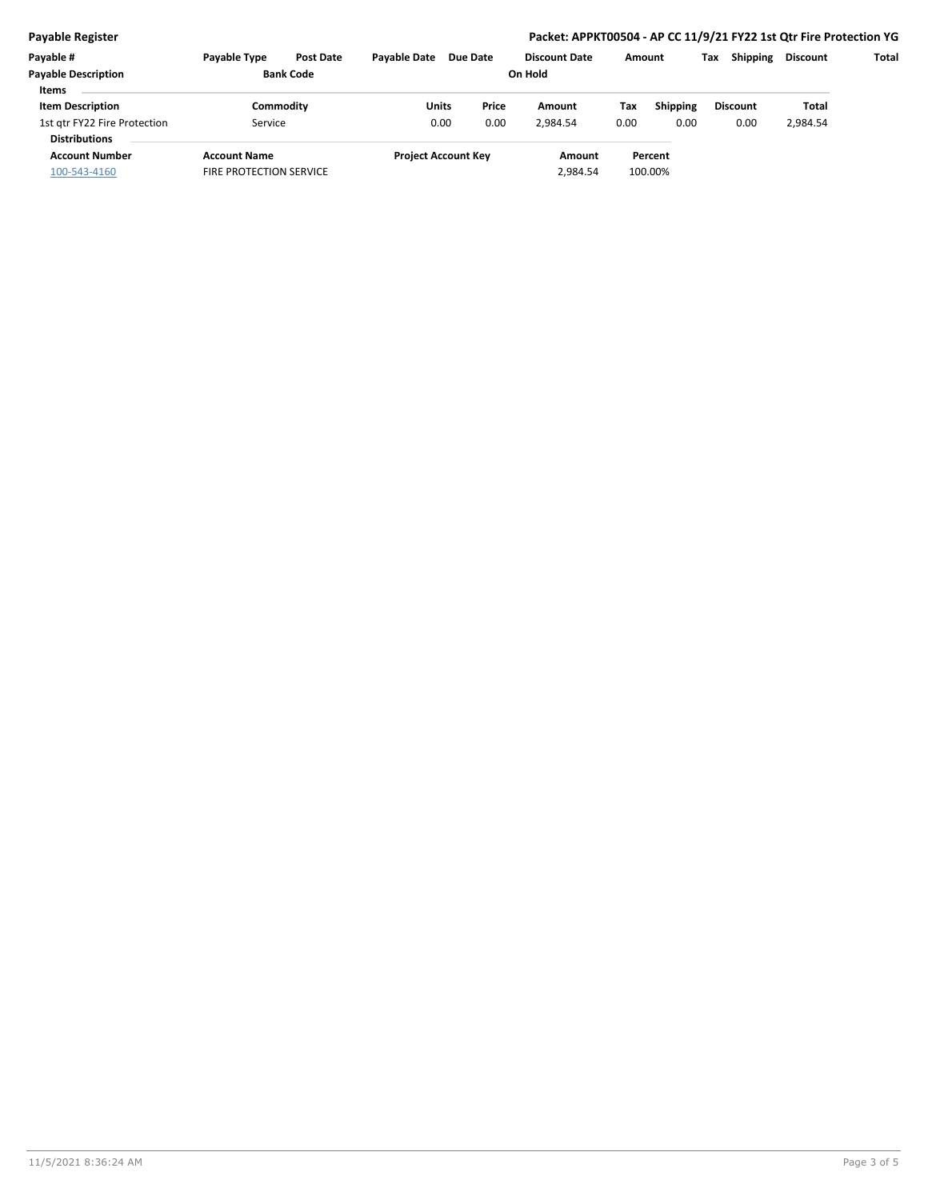**Payable Register**

**Packet: APPKT00504 - AP CC 11/9/21 FY22 1st Qtr Fire Protection YG**

| Payable # | Payable Type | Post Date | Payable Date | Due Date | Discount Date | Amount | Tax | Shipping | Discount | Total |
|---|---|---|---|---|---|---|---|---|---|---|
| **Payable Description** | | **Bank Code** | | | **On Hold** | | | | | |

**Items**

| Item Description | Commodity | Units | Price | Amount | Tax | Shipping | Discount | Total |
|---|---|---|---|---|---|---|---|---|
| 1st qtr FY22 Fire Protection | Service | 0.00 | 0.00 | 2,984.54 | 0.00 | 0.00 | 0.00 | 2,984.54 |

**Distributions**

| Account Number | Account Name | Project Account Key | Amount | Percent |
|---|---|---|---|---|
| 100-543-4160 | FIRE PROTECTION SERVICE | | 2,984.54 | 100.00% |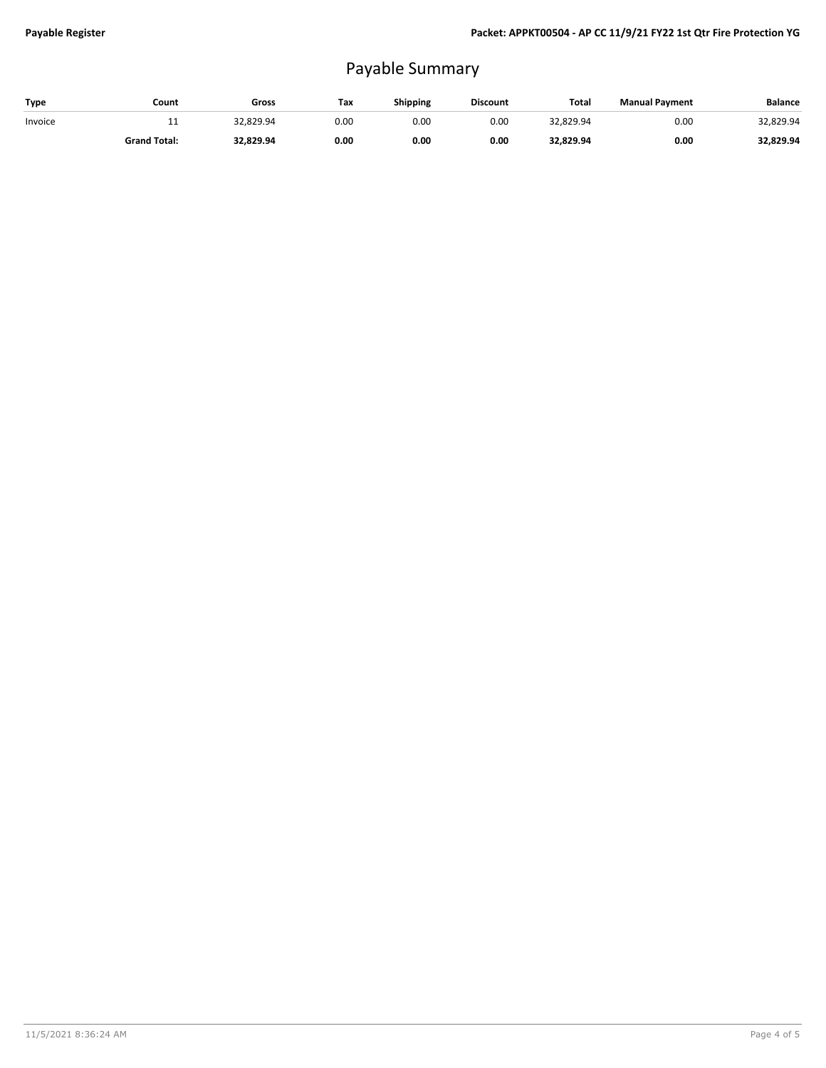# Payable Summary

| Type | Count | Gross | Tax | Shipping | Discount | Total | Manual Payment | Balance |
|---|---|---|---|---|---|---|---|---|
| Invoice | 11 | 32,829.94 | 0.00 | 0.00 | 0.00 | 32,829.94 | 0.00 | 32,829.94 |
| | **Grand Total:** | **32,829.94** | **0.00** | **0.00** | **0.00** | **32,829.94** | **0.00** | **32,829.94** |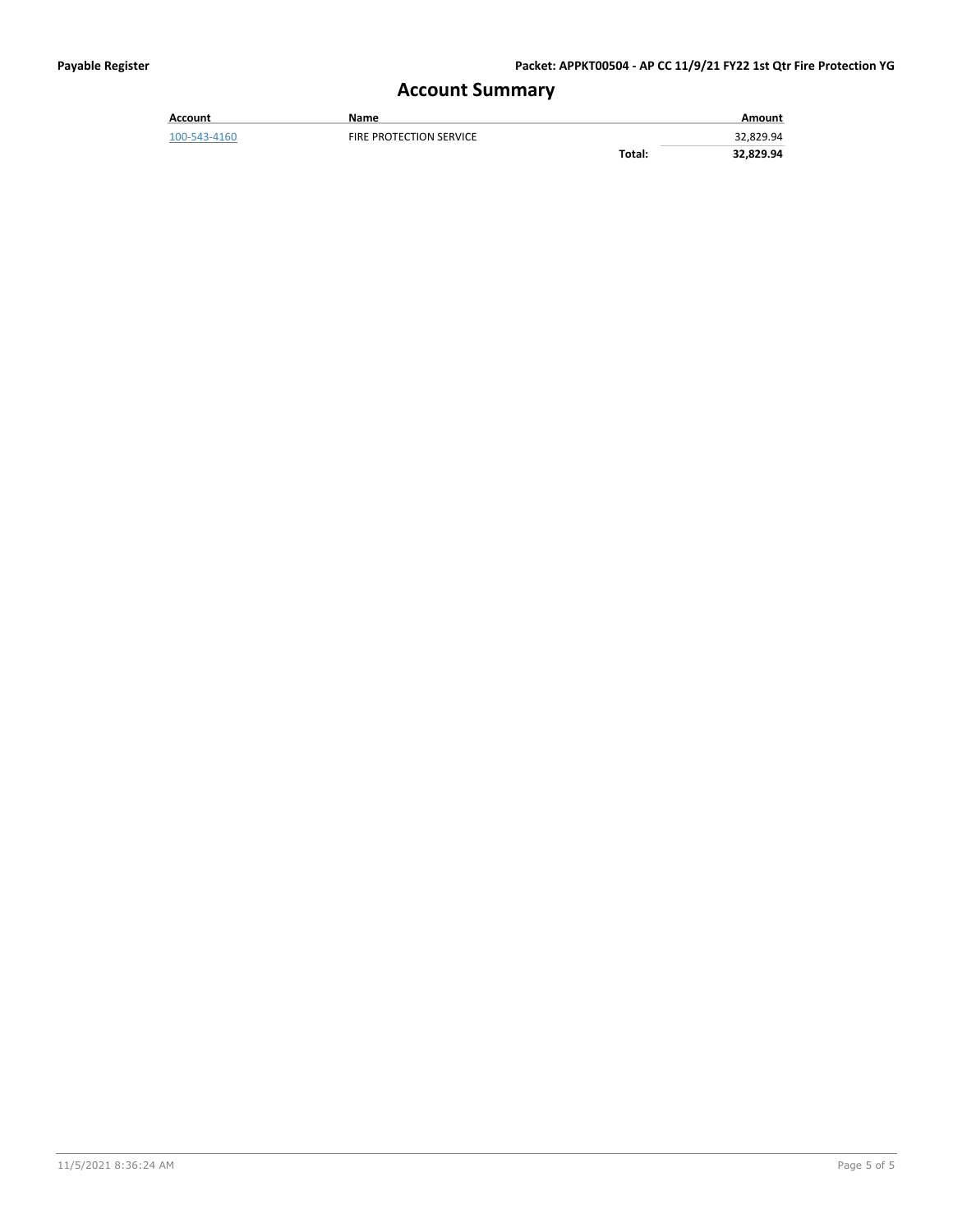# Account Summary

| Account | Name | | Amount |
| --- | --- | --- | --- |
| 100-543-4160 | FIRE PROTECTION SERVICE | | 32,829.94 |
| | | **Total:** | **32,829.94** |